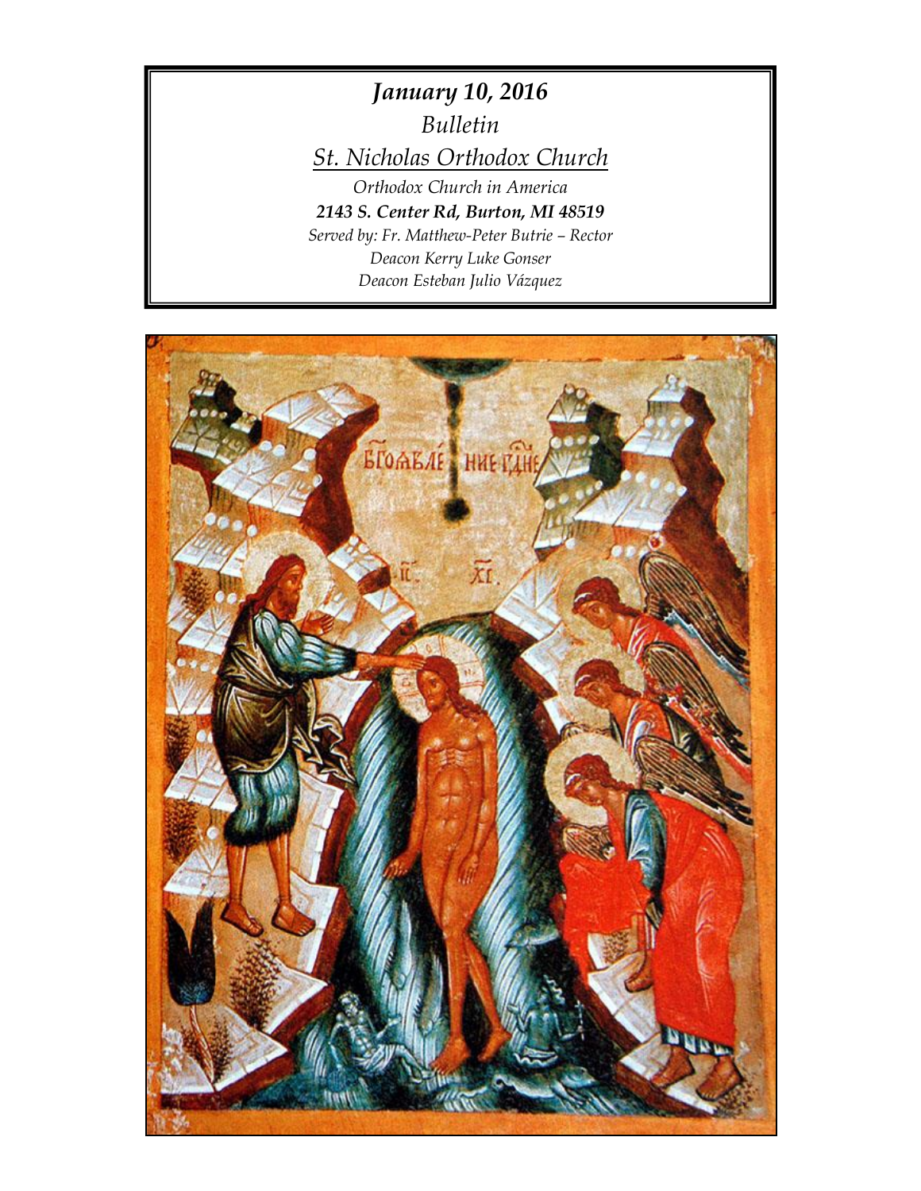***January 10, 2016***

*Bulletin*

*St. Nicholas Orthodox Church*

*Orthodox Church in America*

***2143 S. Center Rd, Burton, MI 48519***

*Served by: Fr. Matthew-Peter Butrie – Rector*

*Deacon Kerry Luke Gonser*

*Deacon Esteban Julio Vázquez*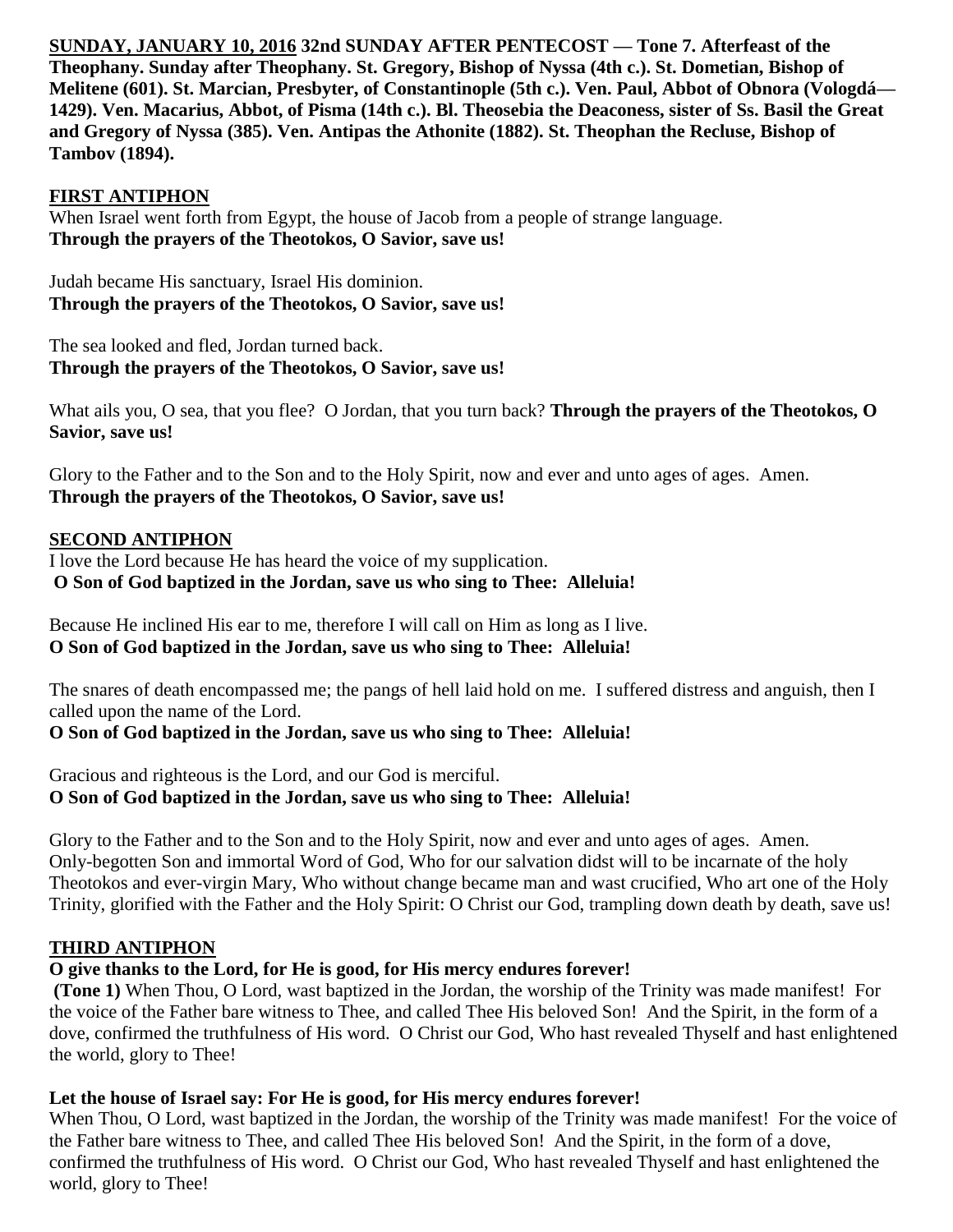**SUNDAY, JANUARY 10, 2016 32nd SUNDAY AFTER PENTECOST — Tone 7. Afterfeast of the Theophany. Sunday after Theophany. St. Gregory, Bishop of Nyssa (4th c.). St. Dometian, Bishop of Melitene (601). St. Marcian, Presbyter, of Constantinople (5th c.). Ven. Paul, Abbot of Obnora (Vologdá—1429). Ven. Macarius, Abbot, of Pisma (14th c.). Bl. Theosebia the Deaconess, sister of Ss. Basil the Great and Gregory of Nyssa (385). Ven. Antipas the Athonite (1882). St. Theophan the Recluse, Bishop of Tambov (1894).**

**FIRST ANTIPHON**

When Israel went forth from Egypt, the house of Jacob from a people of strange language.
**Through the prayers of the Theotokos, O Savior, save us!**

Judah became His sanctuary, Israel His dominion.
**Through the prayers of the Theotokos, O Savior, save us!**

The sea looked and fled, Jordan turned back.
**Through the prayers of the Theotokos, O Savior, save us!**

What ails you, O sea, that you flee? O Jordan, that you turn back? **Through the prayers of the Theotokos, O Savior, save us!**

Glory to the Father and to the Son and to the Holy Spirit, now and ever and unto ages of ages. Amen.
**Through the prayers of the Theotokos, O Savior, save us!**

**SECOND ANTIPHON**

I love the Lord because He has heard the voice of my supplication.
**O Son of God baptized in the Jordan, save us who sing to Thee: Alleluia!**

Because He inclined His ear to me, therefore I will call on Him as long as I live.
**O Son of God baptized in the Jordan, save us who sing to Thee: Alleluia!**

The snares of death encompassed me; the pangs of hell laid hold on me. I suffered distress and anguish, then I called upon the name of the Lord.
**O Son of God baptized in the Jordan, save us who sing to Thee: Alleluia!**

Gracious and righteous is the Lord, and our God is merciful.
**O Son of God baptized in the Jordan, save us who sing to Thee: Alleluia!**

Glory to the Father and to the Son and to the Holy Spirit, now and ever and unto ages of ages. Amen.
Only-begotten Son and immortal Word of God, Who for our salvation didst will to be incarnate of the holy Theotokos and ever-virgin Mary, Who without change became man and wast crucified, Who art one of the Holy Trinity, glorified with the Father and the Holy Spirit: O Christ our God, trampling down death by death, save us!

**THIRD ANTIPHON**

**O give thanks to the Lord, for He is good, for His mercy endures forever!**
**(Tone 1)** When Thou, O Lord, wast baptized in the Jordan, the worship of the Trinity was made manifest! For the voice of the Father bare witness to Thee, and called Thee His beloved Son! And the Spirit, in the form of a dove, confirmed the truthfulness of His word. O Christ our God, Who hast revealed Thyself and hast enlightened the world, glory to Thee!

**Let the house of Israel say: For He is good, for His mercy endures forever!**
When Thou, O Lord, wast baptized in the Jordan, the worship of the Trinity was made manifest! For the voice of the Father bare witness to Thee, and called Thee His beloved Son! And the Spirit, in the form of a dove, confirmed the truthfulness of His word. O Christ our God, Who hast revealed Thyself and hast enlightened the world, glory to Thee!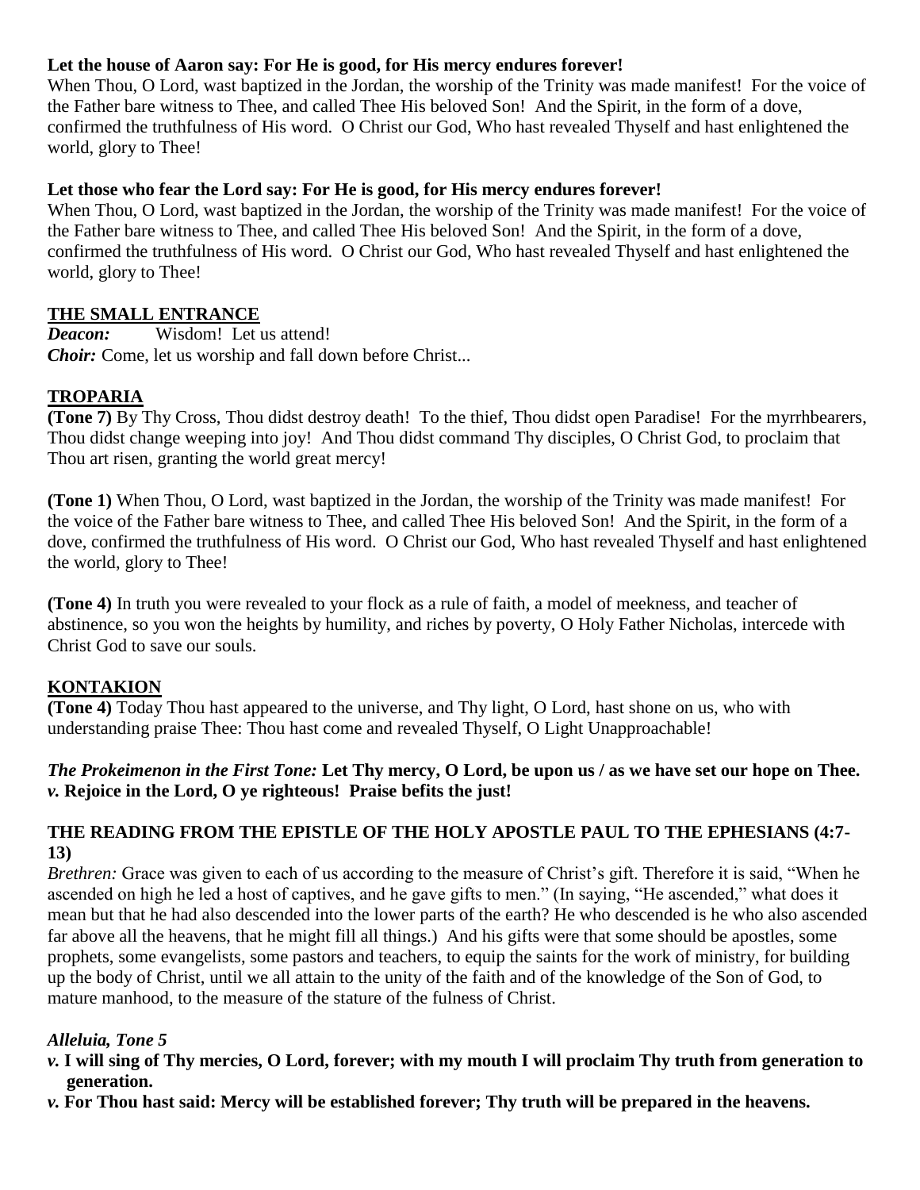**Let the house of Aaron say: For He is good, for His mercy endures forever!**

When Thou, O Lord, wast baptized in the Jordan, the worship of the Trinity was made manifest! For the voice of the Father bare witness to Thee, and called Thee His beloved Son! And the Spirit, in the form of a dove, confirmed the truthfulness of His word. O Christ our God, Who hast revealed Thyself and hast enlightened the world, glory to Thee!

**Let those who fear the Lord say: For He is good, for His mercy endures forever!**

When Thou, O Lord, wast baptized in the Jordan, the worship of the Trinity was made manifest! For the voice of the Father bare witness to Thee, and called Thee His beloved Son! And the Spirit, in the form of a dove, confirmed the truthfulness of His word. O Christ our God, Who hast revealed Thyself and hast enlightened the world, glory to Thee!

## THE SMALL ENTRANCE

***Deacon:*** Wisdom! Let us attend!
***Choir:*** Come, let us worship and fall down before Christ...

## TROPARIA

**(Tone 7)** By Thy Cross, Thou didst destroy death! To the thief, Thou didst open Paradise! For the myrrhbearers, Thou didst change weeping into joy! And Thou didst command Thy disciples, O Christ God, to proclaim that Thou art risen, granting the world great mercy!

**(Tone 1)** When Thou, O Lord, wast baptized in the Jordan, the worship of the Trinity was made manifest! For the voice of the Father bare witness to Thee, and called Thee His beloved Son! And the Spirit, in the form of a dove, confirmed the truthfulness of His word. O Christ our God, Who hast revealed Thyself and hast enlightened the world, glory to Thee!

**(Tone 4)** In truth you were revealed to your flock as a rule of faith, a model of meekness, and teacher of abstinence, so you won the heights by humility, and riches by poverty, O Holy Father Nicholas, intercede with Christ God to save our souls.

## KONTAKION

**(Tone 4)** Today Thou hast appeared to the universe, and Thy light, O Lord, hast shone on us, who with understanding praise Thee: Thou hast come and revealed Thyself, O Light Unapproachable!

***The Prokeimenon in the First Tone:*** **Let Thy mercy, O Lord, be upon us / as we have set our hope on Thee.**
***v.*** **Rejoice in the Lord, O ye righteous! Praise befits the just!**

**THE READING FROM THE EPISTLE OF THE HOLY APOSTLE PAUL TO THE EPHESIANS (4:7-13)**

*Brethren:* Grace was given to each of us according to the measure of Christ's gift. Therefore it is said, "When he ascended on high he led a host of captives, and he gave gifts to men." (In saying, "He ascended," what does it mean but that he had also descended into the lower parts of the earth? He who descended is he who also ascended far above all the heavens, that he might fill all things.) And his gifts were that some should be apostles, some prophets, some evangelists, some pastors and teachers, to equip the saints for the work of ministry, for building up the body of Christ, until we all attain to the unity of the faith and of the knowledge of the Son of God, to mature manhood, to the measure of the stature of the fulness of Christ.

***Alleluia, Tone 5***

***v.*** **I will sing of Thy mercies, O Lord, forever; with my mouth I will proclaim Thy truth from generation to generation.**

***v.*** **For Thou hast said: Mercy will be established forever; Thy truth will be prepared in the heavens.**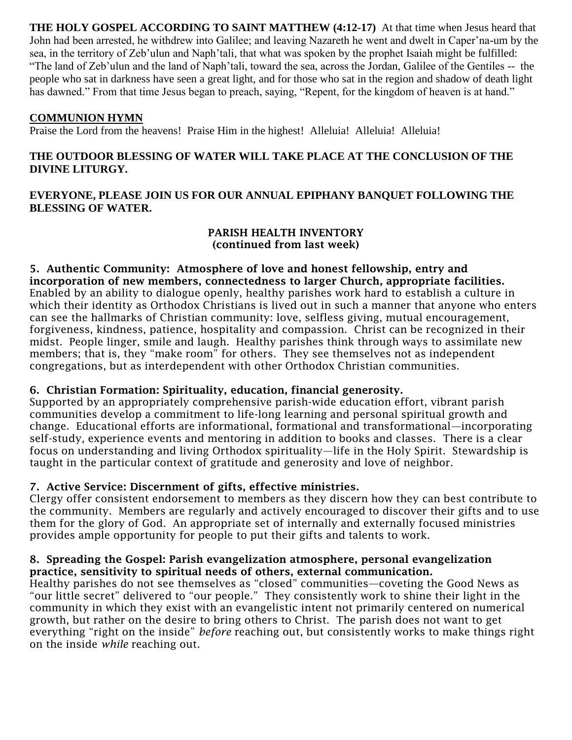**THE HOLY GOSPEL ACCORDING TO SAINT MATTHEW (4:12-17)** At that time when Jesus heard that John had been arrested, he withdrew into Galilee; and leaving Nazareth he went and dwelt in Caper'na-um by the sea, in the territory of Zeb'ulun and Naph'tali, that what was spoken by the prophet Isaiah might be fulfilled: "The land of Zeb'ulun and the land of Naph'tali, toward the sea, across the Jordan, Galilee of the Gentiles -- the people who sat in darkness have seen a great light, and for those who sat in the region and shadow of death light has dawned." From that time Jesus began to preach, saying, "Repent, for the kingdom of heaven is at hand."

**COMMUNION HYMN**

Praise the Lord from the heavens! Praise Him in the highest! Alleluia! Alleluia! Alleluia!

**THE OUTDOOR BLESSING OF WATER WILL TAKE PLACE AT THE CONCLUSION OF THE DIVINE LITURGY.**

**EVERYONE, PLEASE JOIN US FOR OUR ANNUAL EPIPHANY BANQUET FOLLOWING THE BLESSING OF WATER.**

## PARISH HEALTH INVENTORY
## (continued from last week)

**5. Authentic Community: Atmosphere of love and honest fellowship, entry and incorporation of new members, connectedness to larger Church, appropriate facilities.**
Enabled by an ability to dialogue openly, healthy parishes work hard to establish a culture in which their identity as Orthodox Christians is lived out in such a manner that anyone who enters can see the hallmarks of Christian community: love, selfless giving, mutual encouragement, forgiveness, kindness, patience, hospitality and compassion. Christ can be recognized in their midst. People linger, smile and laugh. Healthy parishes think through ways to assimilate new members; that is, they "make room" for others. They see themselves not as independent congregations, but as interdependent with other Orthodox Christian communities.

**6. Christian Formation: Spirituality, education, financial generosity.**
Supported by an appropriately comprehensive parish-wide education effort, vibrant parish communities develop a commitment to life-long learning and personal spiritual growth and change. Educational efforts are informational, formational and transformational—incorporating self-study, experience events and mentoring in addition to books and classes. There is a clear focus on understanding and living Orthodox spirituality—life in the Holy Spirit. Stewardship is taught in the particular context of gratitude and generosity and love of neighbor.

**7. Active Service: Discernment of gifts, effective ministries.**
Clergy offer consistent endorsement to members as they discern how they can best contribute to the community. Members are regularly and actively encouraged to discover their gifts and to use them for the glory of God. An appropriate set of internally and externally focused ministries provides ample opportunity for people to put their gifts and talents to work.

**8. Spreading the Gospel: Parish evangelization atmosphere, personal evangelization practice, sensitivity to spiritual needs of others, external communication.**
Healthy parishes do not see themselves as "closed" communities—coveting the Good News as "our little secret" delivered to "our people." They consistently work to shine their light in the community in which they exist with an evangelistic intent not primarily centered on numerical growth, but rather on the desire to bring others to Christ. The parish does not want to get everything "right on the inside" *before* reaching out, but consistently works to make things right on the inside *while* reaching out.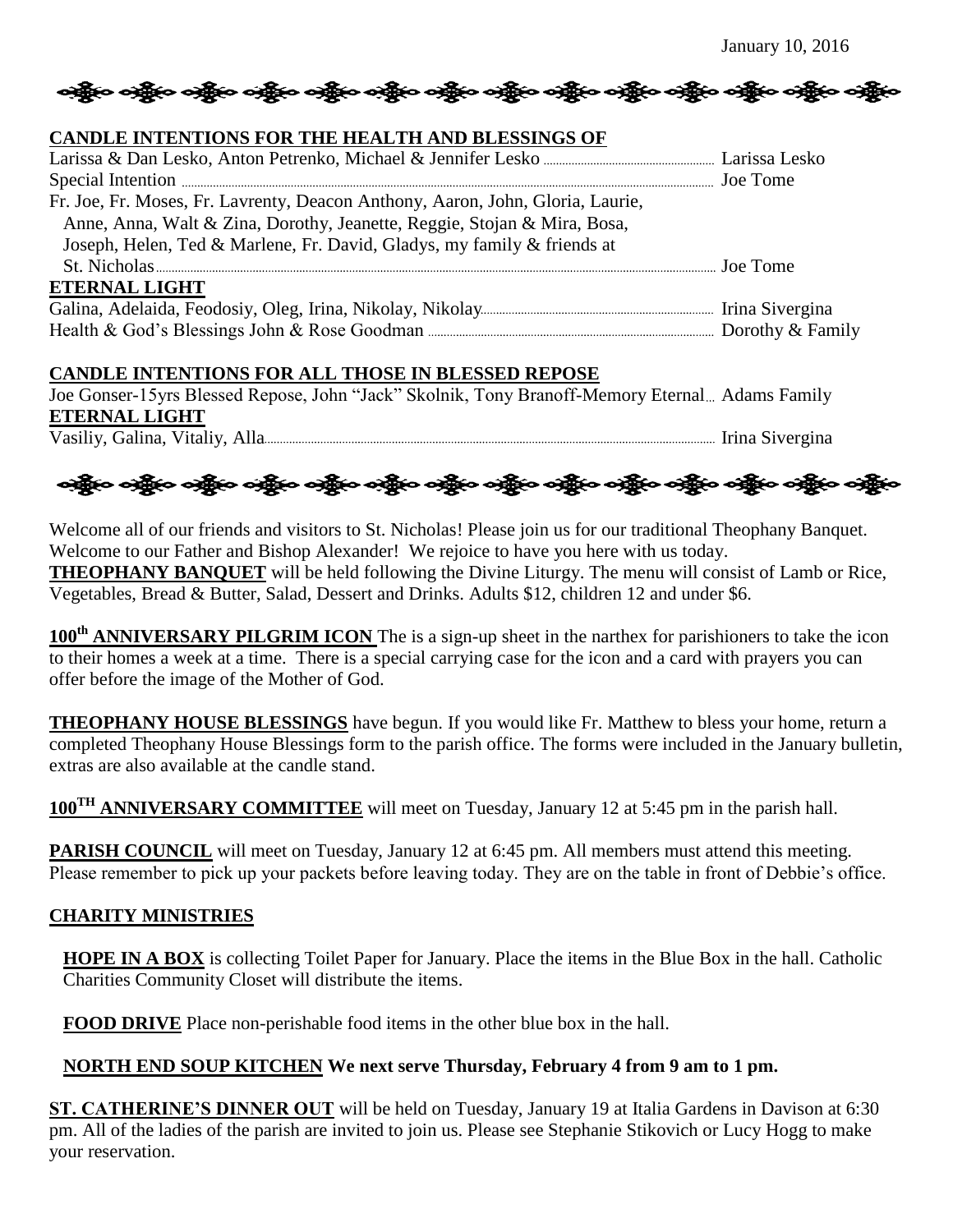January 10, 2016

**CANDLE INTENTIONS FOR THE HEALTH AND BLESSINGS OF**

Larissa & Dan Lesko, Anton Petrenko, Michael & Jennifer Lesko ........ Larissa Lesko

Special Intention ........ Joe Tome

Fr. Joe, Fr. Moses, Fr. Lavrenty, Deacon Anthony, Aaron, John, Gloria, Laurie, Anne, Anna, Walt & Zina, Dorothy, Jeanette, Reggie, Stojan & Mira, Bosa, Joseph, Helen, Ted & Marlene, Fr. David, Gladys, my family & friends at St. Nicholas ........ Joe Tome

**ETERNAL LIGHT**

Galina, Adelaida, Feodosiy, Oleg, Irina, Nikolay, Nikolay ........ Irina Sivergina

Health & God's Blessings John & Rose Goodman ........ Dorothy & Family

**CANDLE INTENTIONS FOR ALL THOSE IN BLESSED REPOSE**

Joe Gonser-15yrs Blessed Repose, John "Jack" Skolnik, Tony Branoff-Memory Eternal... Adams Family

**ETERNAL LIGHT**

Vasiliy, Galina, Vitaliy, Alla ........ Irina Sivergina

Welcome all of our friends and visitors to St. Nicholas! Please join us for our traditional Theophany Banquet. Welcome to our Father and Bishop Alexander! We rejoice to have you here with us today.

**THEOPHANY BANQUET** will be held following the Divine Liturgy. The menu will consist of Lamb or Rice, Vegetables, Bread & Butter, Salad, Dessert and Drinks. Adults $12, children 12 and under $6.

**100th ANNIVERSARY PILGRIM ICON** The is a sign-up sheet in the narthex for parishioners to take the icon to their homes a week at a time. There is a special carrying case for the icon and a card with prayers you can offer before the image of the Mother of God.

**THEOPHANY HOUSE BLESSINGS** have begun. If you would like Fr. Matthew to bless your home, return a completed Theophany House Blessings form to the parish office. The forms were included in the January bulletin, extras are also available at the candle stand.

**100TH ANNIVERSARY COMMITTEE** will meet on Tuesday, January 12 at 5:45 pm in the parish hall.

**PARISH COUNCIL** will meet on Tuesday, January 12 at 6:45 pm. All members must attend this meeting. Please remember to pick up your packets before leaving today. They are on the table in front of Debbie's office.

**CHARITY MINISTRIES**

**HOPE IN A BOX** is collecting Toilet Paper for January. Place the items in the Blue Box in the hall. Catholic Charities Community Closet will distribute the items.

**FOOD DRIVE** Place non-perishable food items in the other blue box in the hall.

**NORTH END SOUP KITCHEN We next serve Thursday, February 4 from 9 am to 1 pm.**

**ST. CATHERINE'S DINNER OUT** will be held on Tuesday, January 19 at Italia Gardens in Davison at 6:30 pm. All of the ladies of the parish are invited to join us. Please see Stephanie Stikovich or Lucy Hogg to make your reservation.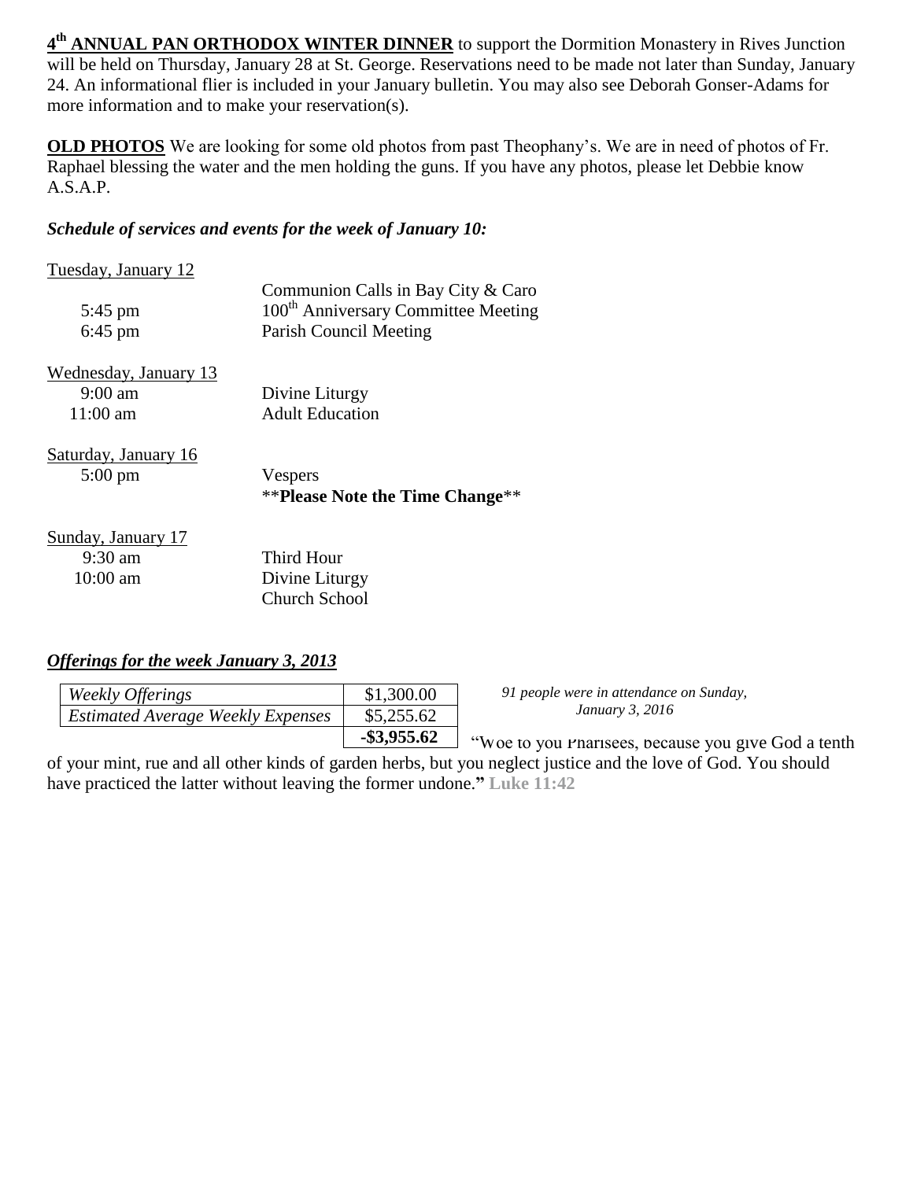**4th ANNUAL PAN ORTHODOX WINTER DINNER** to support the Dormition Monastery in Rives Junction will be held on Thursday, January 28 at St. George. Reservations need to be made not later than Sunday, January 24. An informational flier is included in your January bulletin. You may also see Deborah Gonser-Adams for more information and to make your reservation(s).

**OLD PHOTOS** We are looking for some old photos from past Theophany's. We are in need of photos of Fr. Raphael blessing the water and the men holding the guns. If you have any photos, please let Debbie know A.S.A.P.

***Schedule of services and events for the week of January 10:***

Tuesday, January 12

| | |
|---|---|
| | Communion Calls in Bay City & Caro |
| 5:45 pm | 100th Anniversary Committee Meeting |
| 6:45 pm | Parish Council Meeting |

Wednesday, January 13

| | |
|---|---|
| 9:00 am | Divine Liturgy |
| 11:00 am | Adult Education |

Saturday, January 16

| | |
|---|---|
| 5:00 pm | Vespers |
| | \*\***Please Note the Time Change**\*\* |

Sunday, January 17

| | |
|---|---|
| 9:30 am | Third Hour |
| 10:00 am | Divine Liturgy |
| | Church School |

***Offerings for the week January 3, 2013***

| | |
|---|---|
| *Weekly Offerings* | $1,300.00 |
| *Estimated Average Weekly Expenses* | $5,255.62 |
| | **-$3,955.62** |

*91 people were in attendance on Sunday, January 3, 2016*

"Woe to you Pharisees, because you give God a tenth of your mint, rue and all other kinds of garden herbs, but you neglect justice and the love of God. You should have practiced the latter without leaving the former undone." **Luke 11:42**